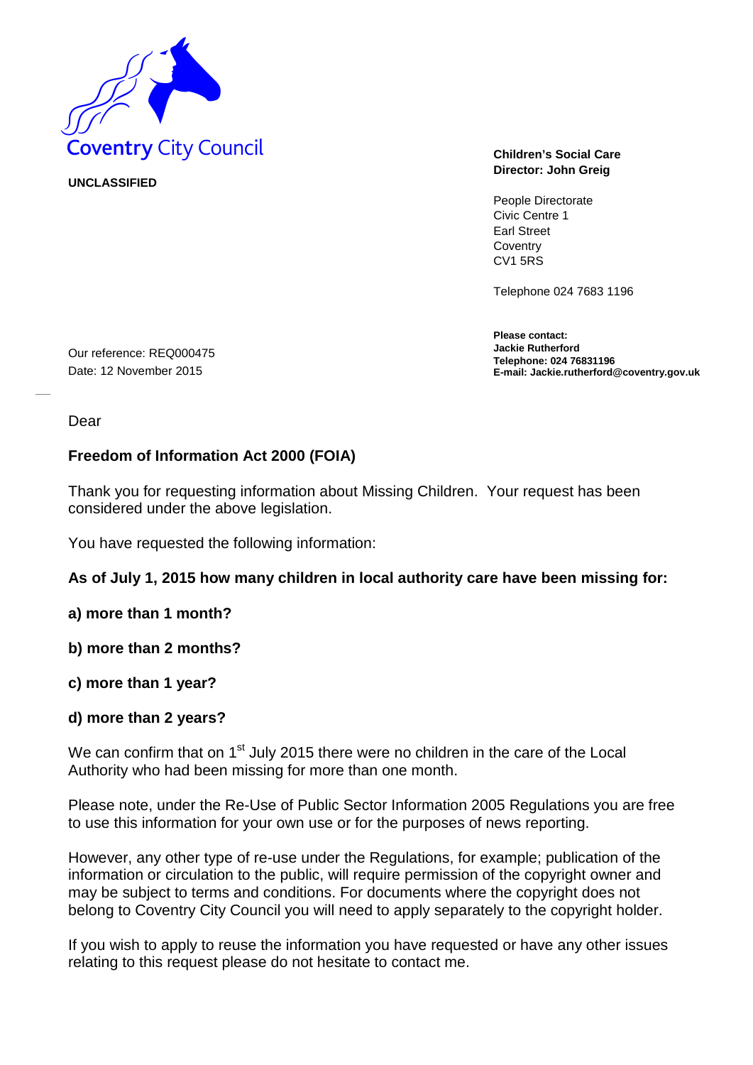Coventry City Council

**UNCLASSIFIED**

**Children's Social Care**
**Director: John Greig**

People Directorate
Civic Centre 1
Earl Street
Coventry
CV1 5RS

Telephone 024 7683 1196

**Please contact:**
**Jackie Rutherford**
**Telephone: 024 76831196**
**E-mail: Jackie.rutherford@coventry.gov.uk**

Our reference: REQ000475
Date: 12 November 2015

Dear

**Freedom of Information Act 2000 (FOIA)**

Thank you for requesting information about Missing Children. Your request has been considered under the above legislation.

You have requested the following information:

**As of July 1, 2015 how many children in local authority care have been missing for:**

**a) more than 1 month?**

**b) more than 2 months?**

**c) more than 1 year?**

**d) more than 2 years?**

We can confirm that on 1st July 2015 there were no children in the care of the Local Authority who had been missing for more than one month.

Please note, under the Re-Use of Public Sector Information 2005 Regulations you are free to use this information for your own use or for the purposes of news reporting.

However, any other type of re-use under the Regulations, for example; publication of the information or circulation to the public, will require permission of the copyright owner and may be subject to terms and conditions. For documents where the copyright does not belong to Coventry City Council you will need to apply separately to the copyright holder.

If you wish to apply to reuse the information you have requested or have any other issues relating to this request please do not hesitate to contact me.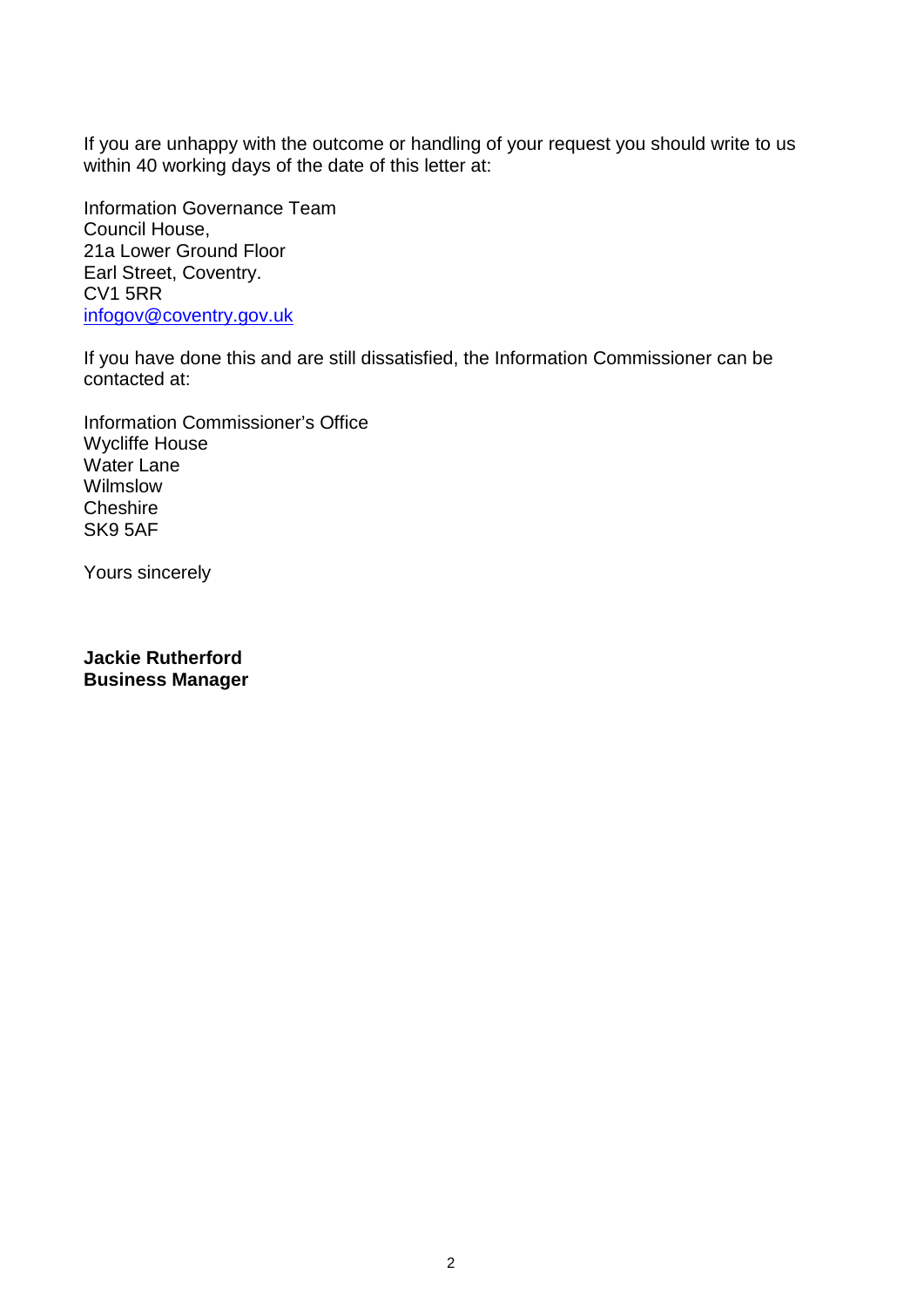If you are unhappy with the outcome or handling of your request you should write to us within 40 working days of the date of this letter at:

Information Governance Team  
Council House,  
21a Lower Ground Floor  
Earl Street, Coventry.  
CV1 5RR  
infogov@coventry.gov.uk

If you have done this and are still dissatisfied, the Information Commissioner can be contacted at:

Information Commissioner's Office  
Wycliffe House  
Water Lane  
Wilmslow  
Cheshire  
SK9 5AF

Yours sincerely

**Jackie Rutherford**  
**Business Manager**